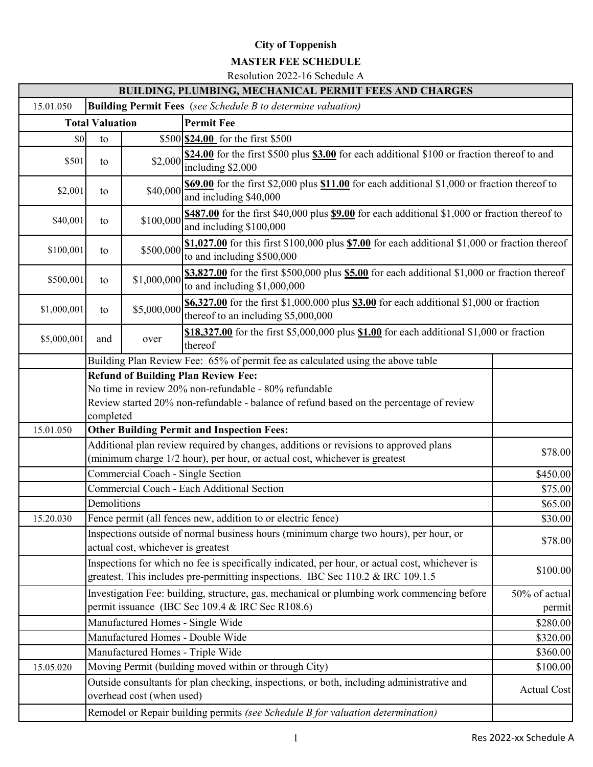**City of Toppenish**

**MASTER FEE SCHEDULE**

Resolution 2022-16 Schedule A

| BUILDING, PLUMBING, MECHANICAL PERMIT FEES AND CHARGES | | | | |
|---|---|---|---|---|
| 15.01.050 | **Building Permit Fees** *(see Schedule B to determine valuation)* | | | |
| **Total Valuation** | | | **Permit Fee** | |
| $0 | to | $500 | **$24.00** for the first $500 | |
| $501 | to | $2,000 | **$24.00** for the first $500 plus **$3.00** for each additional $100 or fraction thereof to and including $2,000 | |
| $2,001 | to | $40,000 | **$69.00** for the first $2,000 plus **$11.00** for each additional $1,000 or fraction thereof to and including $40,000 | |
| $40,001 | to | $100,000 | **$487.00** for the first $40,000 plus **$9.00** for each additional $1,000 or fraction thereof to and including $100,000 | |
| $100,001 | to | $500,000 | **$1,027.00** for this first $100,000 plus **$7.00** for each additional $1,000 or fraction thereof to and including $500,000 | |
| $500,001 | to | $1,000,000 | **$3,827.00** for the first $500,000 plus **$5.00** for each additional $1,000 or fraction thereof to and including $1,000,000 | |
| $1,000,001 | to | $5,000,000 | **$6,327.00** for the first $1,000,000 plus **$3.00** for each additional $1,000 or fraction thereof to an including $5,000,000 | |
| $5,000,001 | and | over | **$18,327.00** for the first $5,000,000 plus **$1.00** for each additional $1,000 or fraction thereof | |
| | Building Plan Review Fee: 65% of permit fee as calculated using the above table | | | |
| | **Refund of Building Plan Review Fee:**<br>No time in review 20% non-refundable - 80% refundable<br>Review started 20% non-refundable - balance of refund based on the percentage of review completed | | | |
| 15.01.050 | **Other Building Permit and Inspection Fees:** | | | |
| | Additional plan review required by changes, additions or revisions to approved plans (minimum charge 1/2 hour), per hour, or actual cost, whichever is greatest | | | $78.00 |
| | Commercial Coach - Single Section | | | $450.00 |
| | Commercial Coach - Each Additional Section | | | $75.00 |
| | Demolitions | | | $65.00 |
| 15.20.030 | Fence permit (all fences new, addition to or electric fence) | | | $30.00 |
| | Inspections outside of normal business hours (minimum charge two hours), per hour, or actual cost, whichever is greatest | | | $78.00 |
| | Inspections for which no fee is specifically indicated, per hour, or actual cost, whichever is greatest. This includes pre-permitting inspections. IBC Sec 110.2 & IRC 109.1.5 | | | $100.00 |
| | Investigation Fee: building, structure, gas, mechanical or plumbing work commencing before permit issuance (IBC Sec 109.4 & IRC Sec R108.6) | | | 50% of actual permit |
| | Manufactured Homes - Single Wide | | | $280.00 |
| | Manufactured Homes - Double Wide | | | $320.00 |
| | Manufactured Homes - Triple Wide | | | $360.00 |
| 15.05.020 | Moving Permit (building moved within or through City) | | | $100.00 |
| | Outside consultants for plan checking, inspections, or both, including administrative and overhead cost (when used) | | | Actual Cost |
| | Remodel or Repair building permits *(see Schedule B for valuation determination)* | | | |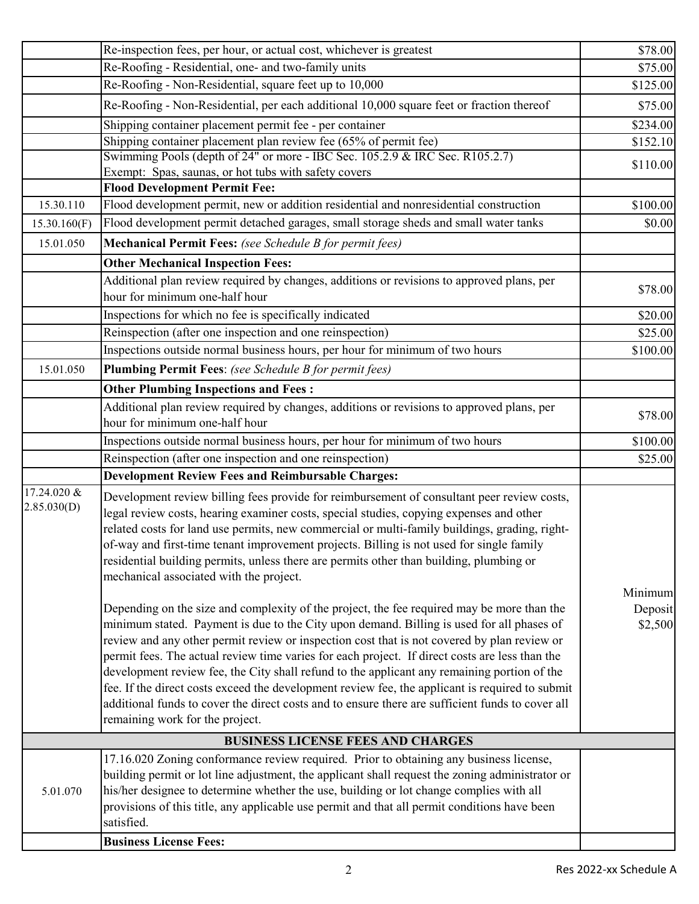| | | |
|---|---|---|
| | Re-inspection fees, per hour, or actual cost, whichever is greatest | $78.00 |
| | Re-Roofing - Residential, one- and two-family units | $75.00 |
| | Re-Roofing - Non-Residential, square feet up to 10,000 | $125.00 |
| | Re-Roofing - Non-Residential, per each additional 10,000 square feet or fraction thereof | $75.00 |
| | Shipping container placement permit fee - per container | $234.00 |
| | Shipping container placement plan review fee (65% of permit fee) | $152.10 |
| | Swimming Pools (depth of 24" or more - IBC Sec. 105.2.9 & IRC Sec. R105.2.7) Exempt: Spas, saunas, or hot tubs with safety covers | $110.00 |
| | **Flood Development Permit Fee:** | |
| 15.30.110 | Flood development permit, new or addition residential and nonresidential construction | $100.00 |
| 15.30.160(F) | Flood development permit detached garages, small storage sheds and small water tanks | $0.00 |
| 15.01.050 | **Mechanical Permit Fees:** *(see Schedule B for permit fees)* | |
| | **Other Mechanical Inspection Fees:** | |
| | Additional plan review required by changes, additions or revisions to approved plans, per hour for minimum one-half hour | $78.00 |
| | Inspections for which no fee is specifically indicated | $20.00 |
| | Reinspection (after one inspection and one reinspection) | $25.00 |
| | Inspections outside normal business hours, per hour for minimum of two hours | $100.00 |
| 15.01.050 | **Plumbing Permit Fees**: *(see Schedule B for permit fees)* | |
| | **Other Plumbing Inspections and Fees :** | |
| | Additional plan review required by changes, additions or revisions to approved plans, per hour for minimum one-half hour | $78.00 |
| | Inspections outside normal business hours, per hour for minimum of two hours | $100.00 |
| | Reinspection (after one inspection and one reinspection) | $25.00 |
| | **Development Review Fees and Reimbursable Charges:** | |
| 17.24.020 & 2.85.030(D) | Development review billing fees provide for reimbursement of consultant peer review costs, legal review costs, hearing examiner costs, special studies, copying expenses and other related costs for land use permits, new commercial or multi-family buildings, grading, right-of-way and first-time tenant improvement projects. Billing is not used for single family residential building permits, unless there are permits other than building, plumbing or mechanical associated with the project.<br><br>Depending on the size and complexity of the project, the fee required may be more than the minimum stated. Payment is due to the City upon demand. Billing is used for all phases of review and any other permit review or inspection cost that is not covered by plan review or permit fees. The actual review time varies for each project. If direct costs are less than the development review fee, the City shall refund to the applicant any remaining portion of the fee. If the direct costs exceed the development review fee, the applicant is required to submit additional funds to cover the direct costs and to ensure there are sufficient funds to cover all remaining work for the project. | Minimum Deposit $2,500 |
| | **BUSINESS LICENSE FEES AND CHARGES** | |
| 5.01.070 | 17.16.020 Zoning conformance review required. Prior to obtaining any business license, building permit or lot line adjustment, the applicant shall request the zoning administrator or his/her designee to determine whether the use, building or lot change complies with all provisions of this title, any applicable use permit and that all permit conditions have been satisfied. | |
| | **Business License Fees:** | |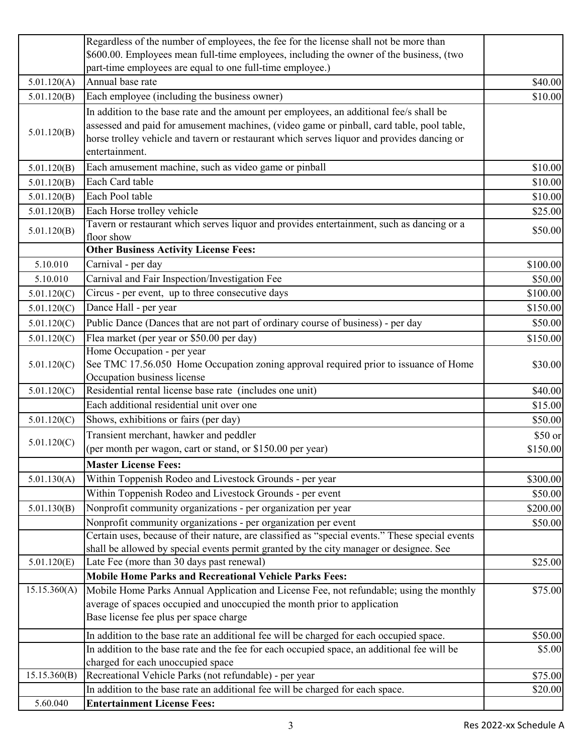| | | |
|---|---|---|
| | Regardless of the number of employees, the fee for the license shall not be more than $600.00. Employees mean full-time employees, including the owner of the business, (two part-time employees are equal to one full-time employee.) | |
| 5.01.120(A) | Annual base rate | $40.00 |
| 5.01.120(B) | Each employee (including the business owner) | $10.00 |
| 5.01.120(B) | In addition to the base rate and the amount per employees, an additional fee/s shall be assessed and paid for amusement machines, (video game or pinball, card table, pool table, horse trolley vehicle and tavern or restaurant which serves liquor and provides dancing or entertainment. | |
| 5.01.120(B) | Each amusement machine, such as video game or pinball | $10.00 |
| 5.01.120(B) | Each Card table | $10.00 |
| 5.01.120(B) | Each Pool table | $10.00 |
| 5.01.120(B) | Each Horse trolley vehicle | $25.00 |
| 5.01.120(B) | Tavern or restaurant which serves liquor and provides entertainment, such as dancing or a floor show | $50.00 |
| | **Other Business Activity License Fees:** | |
| 5.10.010 | Carnival - per day | $100.00 |
| 5.10.010 | Carnival and Fair Inspection/Investigation Fee | $50.00 |
| 5.01.120(C) | Circus - per event, up to three consecutive days | $100.00 |
| 5.01.120(C) | Dance Hall - per year | $150.00 |
| 5.01.120(C) | Public Dance (Dances that are not part of ordinary course of business) - per day | $50.00 |
| 5.01.120(C) | Flea market (per year or $50.00 per day) | $150.00 |
| 5.01.120(C) | Home Occupation - per year<br>See TMC 17.56.050 Home Occupation zoning approval required prior to issuance of Home Occupation business license | $30.00 |
| 5.01.120(C) | Residential rental license base rate (includes one unit) | $40.00 |
| | Each additional residential unit over one | $15.00 |
| 5.01.120(C) | Shows, exhibitions or fairs (per day) | $50.00 |
| 5.01.120(C) | Transient merchant, hawker and peddler<br>(per month per wagon, cart or stand, or $150.00 per year) | $50 or<br>$150.00 |
| | **Master License Fees:** | |
| 5.01.130(A) | Within Toppenish Rodeo and Livestock Grounds - per year | $300.00 |
| | Within Toppenish Rodeo and Livestock Grounds - per event | $50.00 |
| 5.01.130(B) | Nonprofit community organizations - per organization per year | $200.00 |
| | Nonprofit community organizations - per organization per event | $50.00 |
| | Certain uses, because of their nature, are classified as "special events." These special events shall be allowed by special events permit granted by the city manager or designee. See | |
| 5.01.120(E) | Late Fee (more than 30 days past renewal) | $25.00 |
| | **Mobile Home Parks and Recreational Vehicle Parks Fees:** | |
| 15.15.360(A) | Mobile Home Parks Annual Application and License Fee, not refundable; using the monthly average of spaces occupied and unoccupied the month prior to application<br>Base license fee plus per space charge | $75.00 |
| | In addition to the base rate an additional fee will be charged for each occupied space. | $50.00 |
| | In addition to the base rate and the fee for each occupied space, an additional fee will be charged for each unoccupied space | $5.00 |
| 15.15.360(B) | Recreational Vehicle Parks (not refundable) - per year | $75.00 |
| | In addition to the base rate an additional fee will be charged for each space. | $20.00 |
| 5.60.040 | **Entertainment License Fees:** | |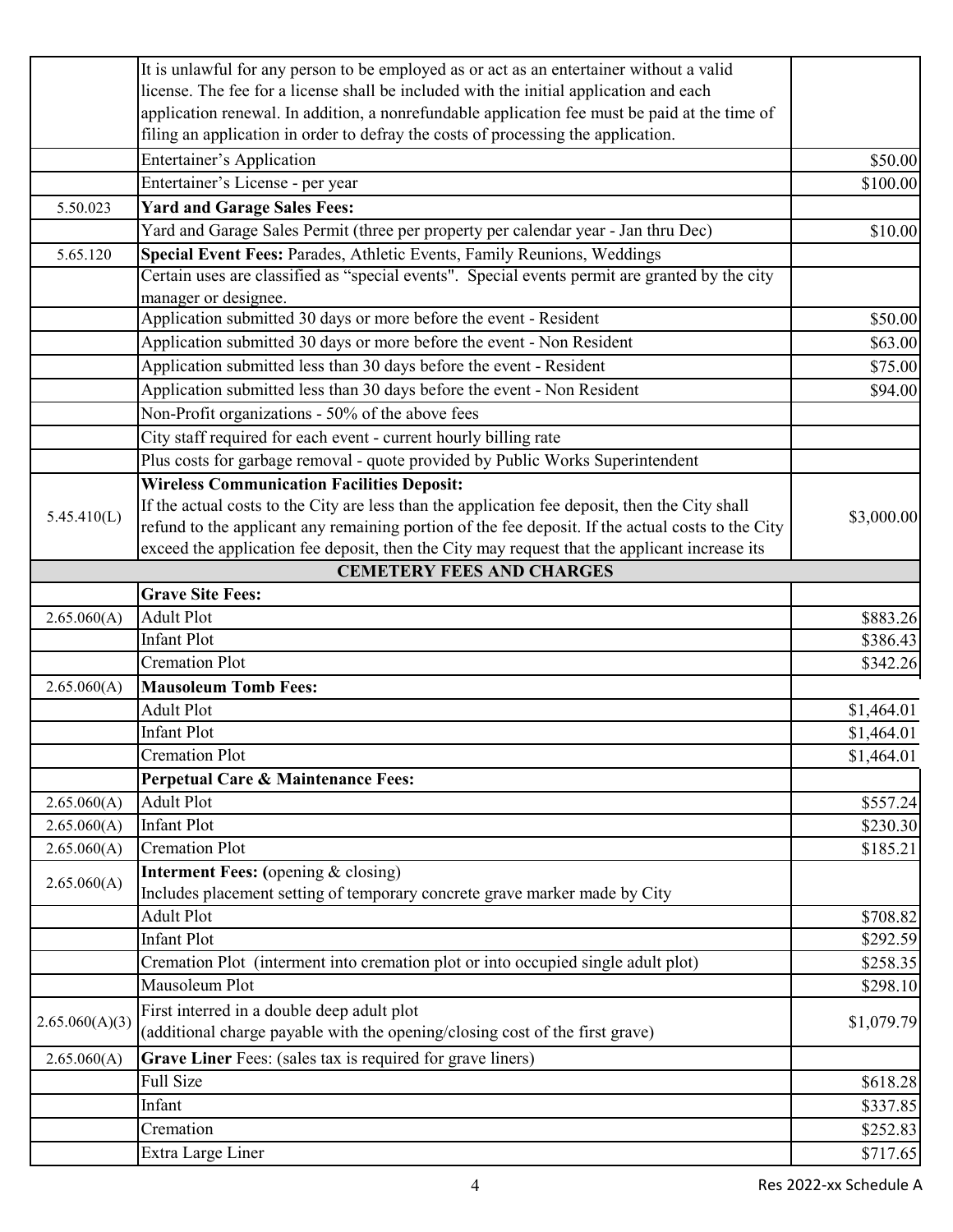| | | |
|---|---|---|
| | It is unlawful for any person to be employed as or act as an entertainer without a valid license. The fee for a license shall be included with the initial application and each application renewal. In addition, a nonrefundable application fee must be paid at the time of filing an application in order to defray the costs of processing the application. | |
| | Entertainer's Application | $50.00 |
| | Entertainer's License - per year | $100.00 |
| 5.50.023 | **Yard and Garage Sales Fees:** | |
| | Yard and Garage Sales Permit (three per property per calendar year - Jan thru Dec) | $10.00 |
| 5.65.120 | **Special Event Fees:** Parades, Athletic Events, Family Reunions, Weddings | |
| | Certain uses are classified as "special events". Special events permit are granted by the city manager or designee. | |
| | Application submitted 30 days or more before the event - Resident | $50.00 |
| | Application submitted 30 days or more before the event - Non Resident | $63.00 |
| | Application submitted less than 30 days before the event - Resident | $75.00 |
| | Application submitted less than 30 days before the event - Non Resident | $94.00 |
| | Non-Profit organizations - 50% of the above fees | |
| | City staff required for each event - current hourly billing rate | |
| | Plus costs for garbage removal - quote provided by Public Works Superintendent | |
| 5.45.410(L) | **Wireless Communication Facilities Deposit:** If the actual costs to the City are less than the application fee deposit, then the City shall refund to the applicant any remaining portion of the fee deposit. If the actual costs to the City exceed the application fee deposit, then the City may request that the applicant increase its | $3,000.00 |
| | **CEMETERY FEES AND CHARGES** | |
| | **Grave Site Fees:** | |
| 2.65.060(A) | Adult Plot | $883.26 |
| | Infant Plot | $386.43 |
| | Cremation Plot | $342.26 |
| 2.65.060(A) | **Mausoleum Tomb Fees:** | |
| | Adult Plot | $1,464.01 |
| | Infant Plot | $1,464.01 |
| | Cremation Plot | $1,464.01 |
| | **Perpetual Care & Maintenance Fees:** | |
| 2.65.060(A) | Adult Plot | $557.24 |
| 2.65.060(A) | Infant Plot | $230.30 |
| 2.65.060(A) | Cremation Plot | $185.21 |
| 2.65.060(A) | **Interment Fees: (**opening & closing) Includes placement setting of temporary concrete grave marker made by City | |
| | Adult Plot | $708.82 |
| | Infant Plot | $292.59 |
| | Cremation Plot (interment into cremation plot or into occupied single adult plot) | $258.35 |
| | Mausoleum Plot | $298.10 |
| 2.65.060(A)(3) | First interred in a double deep adult plot (additional charge payable with the opening/closing cost of the first grave) | $1,079.79 |
| 2.65.060(A) | **Grave Liner** Fees: (sales tax is required for grave liners) | |
| | Full Size | $618.28 |
| | Infant | $337.85 |
| | Cremation | $252.83 |
| | Extra Large Liner | $717.65 |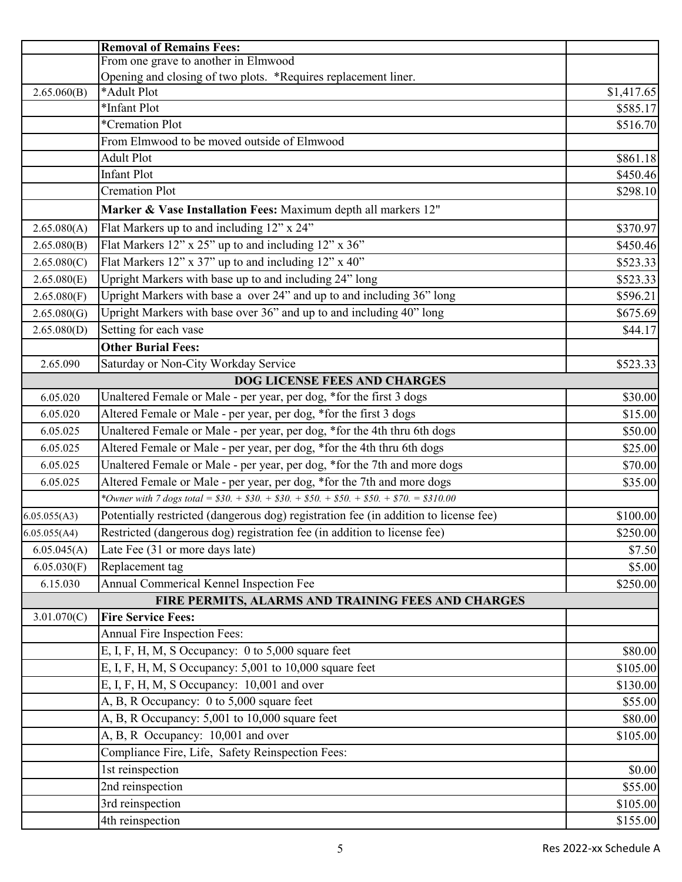|  |  |  |
|---|---|---|
|  | **Removal of Remains Fees:** |  |
|  | From one grave to another in Elmwood<br>Opening and closing of two plots. *Requires replacement liner. |  |
| 2.65.060(B) | *Adult Plot | $1,417.65 |
|  | *Infant Plot | $585.17 |
|  | *Cremation Plot | $516.70 |
|  | From Elmwood to be moved outside of Elmwood |  |
|  | Adult Plot | $861.18 |
|  | Infant Plot | $450.46 |
|  | Cremation Plot | $298.10 |
|  | **Marker & Vase Installation Fees:** Maximum depth all markers 12" |  |
| 2.65.080(A) | Flat Markers up to and including 12" x 24" | $370.97 |
| 2.65.080(B) | Flat Markers 12" x 25" up to and including 12" x 36" | $450.46 |
| 2.65.080(C) | Flat Markers 12" x 37" up to and including 12" x 40" | $523.33 |
| 2.65.080(E) | Upright Markers with base up to and including 24" long | $523.33 |
| 2.65.080(F) | Upright Markers with base a over 24" and up to and including 36" long | $596.21 |
| 2.65.080(G) | Upright Markers with base over 36" and up to and including 40" long | $675.69 |
| 2.65.080(D) | Setting for each vase | $44.17 |
|  | **Other Burial Fees:** |  |
| 2.65.090 | Saturday or Non-City Workday Service | $523.33 |
|  | **DOG LICENSE FEES AND CHARGES** |  |
| 6.05.020 | Unaltered Female or Male - per year, per dog, *for the first 3 dogs | $30.00 |
| 6.05.020 | Altered Female or Male - per year, per dog, *for the first 3 dogs | $15.00 |
| 6.05.025 | Unaltered Female or Male - per year, per dog, *for the 4th thru 6th dogs | $50.00 |
| 6.05.025 | Altered Female or Male - per year, per dog, *for the 4th thru 6th dogs | $25.00 |
| 6.05.025 | Unaltered Female or Male - per year, per dog, *for the 7th and more dogs | $70.00 |
| 6.05.025 | Altered Female or Male - per year, per dog, *for the 7th and more dogs | $35.00 |
|  | *\*Owner with 7 dogs total = $30. + $30. + $30. + $50. + $50. + $50. + $70. = $310.00* |  |
| 6.05.055(A3) | Potentially restricted (dangerous dog) registration fee (in addition to license fee) | $100.00 |
| 6.05.055(A4) | Restricted (dangerous dog) registration fee (in addition to license fee) | $250.00 |
| 6.05.045(A) | Late Fee (31 or more days late) | $7.50 |
| 6.05.030(F) | Replacement tag | $5.00 |
| 6.15.030 | Annual Commerical Kennel Inspection Fee | $250.00 |
|  | **FIRE PERMITS, ALARMS AND TRAINING FEES AND CHARGES** |  |
| 3.01.070(C) | **Fire Service Fees:** |  |
|  | Annual Fire Inspection Fees: |  |
|  | E, I, F, H, M, S Occupancy: 0 to 5,000 square feet | $80.00 |
|  | E, I, F, H, M, S Occupancy: 5,001 to 10,000 square feet | $105.00 |
|  | E, I, F, H, M, S Occupancy: 10,001 and over | $130.00 |
|  | A, B, R Occupancy: 0 to 5,000 square feet | $55.00 |
|  | A, B, R Occupancy: 5,001 to 10,000 square feet | $80.00 |
|  | A, B, R Occupancy: 10,001 and over | $105.00 |
|  | Compliance Fire, Life, Safety Reinspection Fees: |  |
|  | 1st reinspection | $0.00 |
|  | 2nd reinspection | $55.00 |
|  | 3rd reinspection | $105.00 |
|  | 4th reinspection | $155.00 |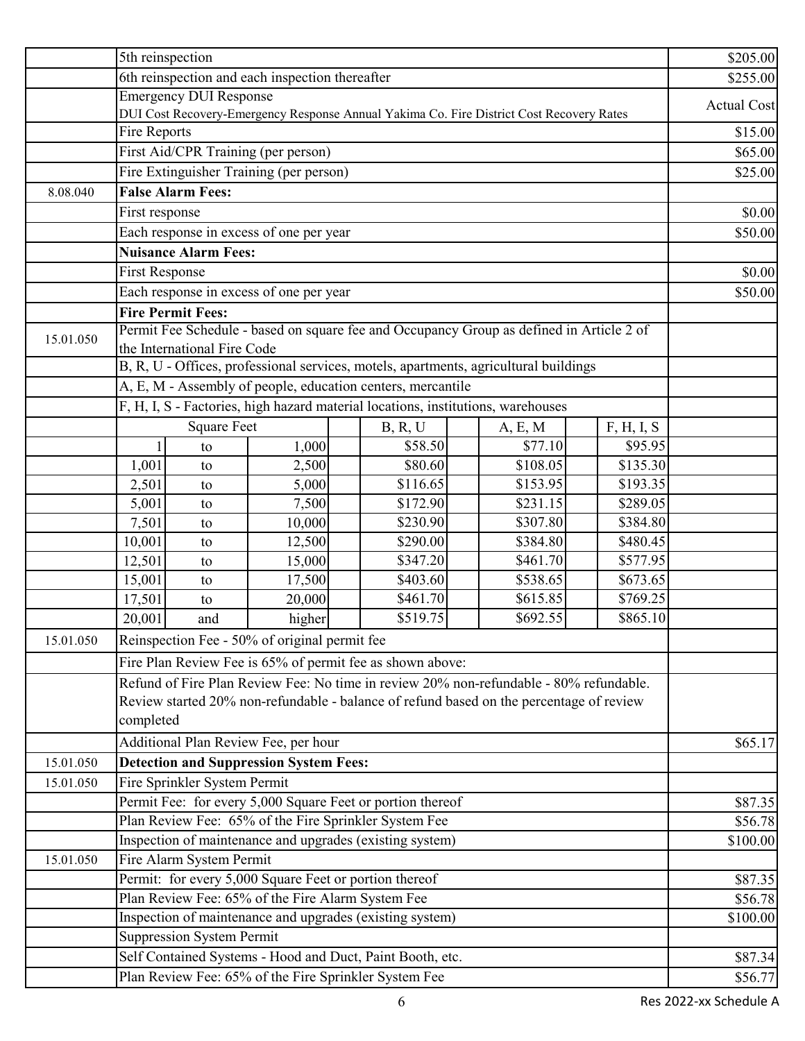| | | | | | | | | | | |
|---|---|---|---|---|---|---|---|---|---|---|
| | 5th reinspection | | | | | | | | | $205.00 |
| | 6th reinspection and each inspection thereafter | | | | | | | | | $255.00 |
| | Emergency DUI Response<br>DUI Cost Recovery-Emergency Response Annual Yakima Co. Fire District Cost Recovery Rates | | | | | | | | | Actual Cost |
| | Fire Reports | | | | | | | | | $15.00 |
| | First Aid/CPR Training (per person) | | | | | | | | | $65.00 |
| | Fire Extinguisher Training (per person) | | | | | | | | | $25.00 |
| 8.08.040 | **False Alarm Fees:** | | | | | | | | | |
| | First response | | | | | | | | | $0.00 |
| | Each response in excess of one per year | | | | | | | | | $50.00 |
| | **Nuisance Alarm Fees:** | | | | | | | | | |
| | First Response | | | | | | | | | $0.00 |
| | Each response in excess of one per year | | | | | | | | | $50.00 |
| | **Fire Permit Fees:** | | | | | | | | | |
| 15.01.050 | Permit Fee Schedule - based on square fee and Occupancy Group as defined in Article 2 of the International Fire Code | | | | | | | | | |
| | B, R, U - Offices, professional services, motels, apartments, agricultural buildings | | | | | | | | | |
| | A, E, M - Assembly of people, education centers, mercantile | | | | | | | | | |
| | F, H, I, S - Factories, high hazard material locations, institutions, warehouses | | | | | | | | | |
| | Square Feet | | | | B, R, U | | A, E, M | | F, H, I, S | |
| | 1 | to | 1,000 | | $58.50 | | $77.10 | | $95.95 | |
| | 1,001 | to | 2,500 | | $80.60 | | $108.05 | | $135.30 | |
| | 2,501 | to | 5,000 | | $116.65 | | $153.95 | | $193.35 | |
| | 5,001 | to | 7,500 | | $172.90 | | $231.15 | | $289.05 | |
| | 7,501 | to | 10,000 | | $230.90 | | $307.80 | | $384.80 | |
| | 10,001 | to | 12,500 | | $290.00 | | $384.80 | | $480.45 | |
| | 12,501 | to | 15,000 | | $347.20 | | $461.70 | | $577.95 | |
| | 15,001 | to | 17,500 | | $403.60 | | $538.65 | | $673.65 | |
| | 17,501 | to | 20,000 | | $461.70 | | $615.85 | | $769.25 | |
| | 20,001 | and | higher | | $519.75 | | $692.55 | | $865.10 | |
| 15.01.050 | Reinspection Fee - 50% of original permit fee | | | | | | | | | |
| | Fire Plan Review Fee is 65% of permit fee as shown above: | | | | | | | | | |
| | Refund of Fire Plan Review Fee: No time in review 20% non-refundable - 80% refundable. Review started 20% non-refundable - balance of refund based on the percentage of review completed | | | | | | | | | |
| | Additional Plan Review Fee, per hour | | | | | | | | | $65.17 |
| 15.01.050 | **Detection and Suppression System Fees:** | | | | | | | | | |
| 15.01.050 | Fire Sprinkler System Permit | | | | | | | | | |
| | Permit Fee: for every 5,000 Square Feet or portion thereof | | | | | | | | | $87.35 |
| | Plan Review Fee: 65% of the Fire Sprinkler System Fee | | | | | | | | | $56.78 |
| | Inspection of maintenance and upgrades (existing system) | | | | | | | | | $100.00 |
| 15.01.050 | Fire Alarm System Permit | | | | | | | | | |
| | Permit: for every 5,000 Square Feet or portion thereof | | | | | | | | | $87.35 |
| | Plan Review Fee: 65% of the Fire Alarm System Fee | | | | | | | | | $56.78 |
| | Inspection of maintenance and upgrades (existing system) | | | | | | | | | $100.00 |
| | Suppression System Permit | | | | | | | | | |
| | Self Contained Systems - Hood and Duct, Paint Booth, etc. | | | | | | | | | $87.34 |
| | Plan Review Fee: 65% of the Fire Sprinkler System Fee | | | | | | | | | $56.77 |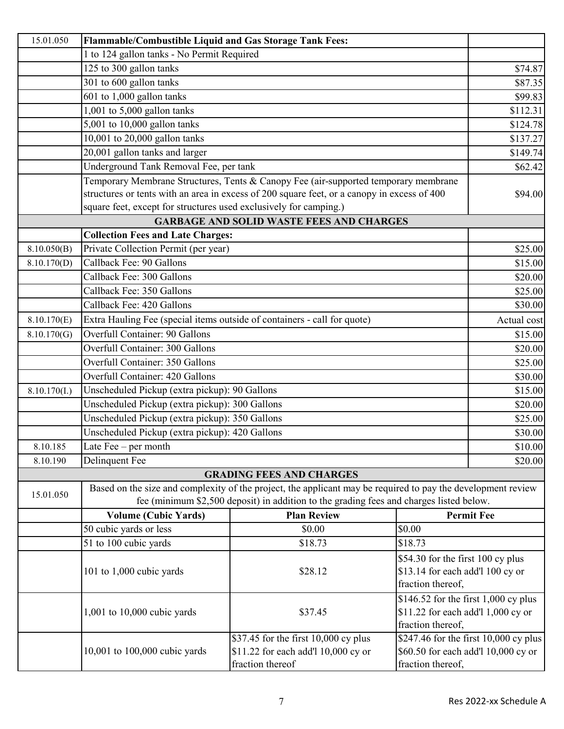| | | | | |
|---|---|---|---|---|
| 15.01.050 | **Flammable/Combustible Liquid and Gas Storage Tank Fees:** | | | |
| | 1 to 124 gallon tanks - No Permit Required | | | |
| | 125 to 300 gallon tanks | | | $74.87 |
| | 301 to 600 gallon tanks | | | $87.35 |
| | 601 to 1,000 gallon tanks | | | $99.83 |
| | 1,001 to 5,000 gallon tanks | | | $112.31 |
| | 5,001 to 10,000 gallon tanks | | | $124.78 |
| | 10,001 to 20,000 gallon tanks | | | $137.27 |
| | 20,001 gallon tanks and larger | | | $149.74 |
| | Underground Tank Removal Fee, per tank | | | $62.42 |
| | Temporary Membrane Structures, Tents & Canopy Fee (air-supported temporary membrane structures or tents with an area in excess of 200 square feet, or a canopy in excess of 400 square feet, except for structures used exclusively for camping.) | | | $94.00 |
| | **GARBAGE AND SOLID WASTE FEES AND CHARGES** | | | |
| | **Collection Fees and Late Charges:** | | | |
| 8.10.050(B) | Private Collection Permit (per year) | | | $25.00 |
| 8.10.170(D) | Callback Fee: 90 Gallons | | | $15.00 |
| | Callback Fee: 300 Gallons | | | $20.00 |
| | Callback Fee: 350 Gallons | | | $25.00 |
| | Callback Fee: 420 Gallons | | | $30.00 |
| 8.10.170(E) | Extra Hauling Fee (special items outside of containers - call for quote) | | | Actual cost |
| 8.10.170(G) | Overfull Container: 90 Gallons | | | $15.00 |
| | Overfull Container: 300 Gallons | | | $20.00 |
| | Overfull Container: 350 Gallons | | | $25.00 |
| | Overfull Container: 420 Gallons | | | $30.00 |
| 8.10.170(I.) | Unscheduled Pickup (extra pickup): 90 Gallons | | | $15.00 |
| | Unscheduled Pickup (extra pickup): 300 Gallons | | | $20.00 |
| | Unscheduled Pickup (extra pickup): 350 Gallons | | | $25.00 |
| | Unscheduled Pickup (extra pickup): 420 Gallons | | | $30.00 |
| 8.10.185 | Late Fee – per month | | | $10.00 |
| 8.10.190 | Delinquent Fee | | | $20.00 |
| | **GRADING FEES AND CHARGES** | | | |
| 15.01.050 | Based on the size and complexity of the project, the applicant may be required to pay the development review fee (minimum $2,500 deposit) in addition to the grading fees and charges listed below. | | | |
| | **Volume (Cubic Yards)** | **Plan Review** | **Permit Fee** | |
| | 50 cubic yards or less | $0.00 | $0.00 | |
| | 51 to 100 cubic yards | $18.73 | $18.73 | |
| | 101 to 1,000 cubic yards | $28.12 | $54.30 for the first 100 cy plus $13.14 for each add'l 100 cy or fraction thereof, | |
| | 1,001 to 10,000 cubic yards | $37.45 | $146.52 for the first 1,000 cy plus $11.22 for each add'l 1,000 cy or fraction thereof, | |
| | 10,001 to 100,000 cubic yards | $37.45 for the first 10,000 cy plus $11.22 for each add'l 10,000 cy or fraction thereof | $247.46 for the first 10,000 cy plus $60.50 for each add'l 10,000 cy or fraction thereof, | |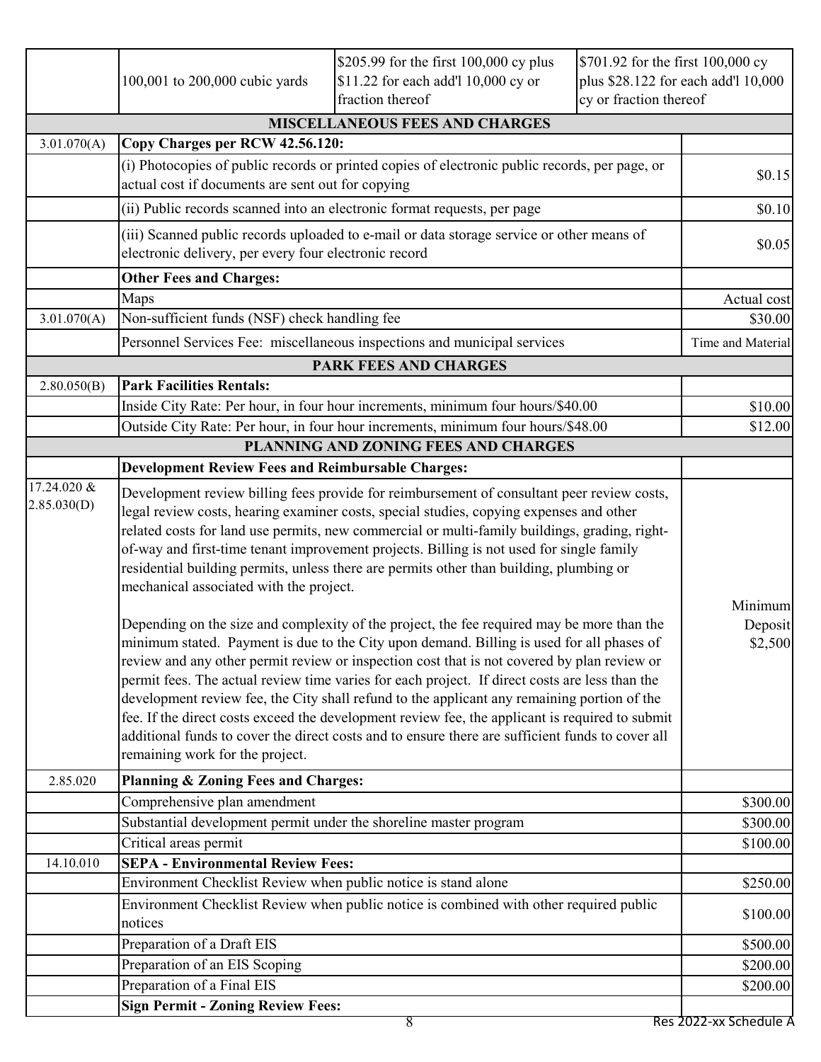| | | | | |
|---|---|---|---|---|
| | 100,001 to 200,000 cubic yards | $205.99 for the first 100,000 cy plus $11.22 for each add'l 10,000 cy or fraction thereof | $701.92 for the first 100,000 cy plus $28.122 for each add'l 10,000 cy or fraction thereof | |
| | **MISCELLANEOUS FEES AND CHARGES** | | | |
| 3.01.070(A) | **Copy Charges per RCW 42.56.120:** | | | |
| | (i) Photocopies of public records or printed copies of electronic public records, per page, or actual cost if documents are sent out for copying | | | $0.15 |
| | (ii) Public records scanned into an electronic format requests, per page | | | $0.10 |
| | (iii) Scanned public records uploaded to e-mail or data storage service or other means of electronic delivery, per every four electronic record | | | $0.05 |
| | **Other Fees and Charges:** | | | |
| | Maps | | | Actual cost |
| 3.01.070(A) | Non-sufficient funds (NSF) check handling fee | | | $30.00 |
| | Personnel Services Fee: miscellaneous inspections and municipal services | | | Time and Material |
| | **PARK FEES AND CHARGES** | | | |
| 2.80.050(B) | **Park Facilities Rentals:** | | | |
| | Inside City Rate: Per hour, in four hour increments, minimum four hours/$40.00 | | | $10.00 |
| | Outside City Rate: Per hour, in four hour increments, minimum four hours/$48.00 | | | $12.00 |
| | **PLANNING AND ZONING FEES AND CHARGES** | | | |
| | **Development Review Fees and Reimbursable Charges:** | | | |
| 17.24.020 & 2.85.030(D) | Development review billing fees provide for reimbursement of consultant peer review costs, legal review costs, hearing examiner costs, special studies, copying expenses and other related costs for land use permits, new commercial or multi-family buildings, grading, right-of-way and first-time tenant improvement projects. Billing is not used for single family residential building permits, unless there are permits other than building, plumbing or mechanical associated with the project.<br><br>Depending on the size and complexity of the project, the fee required may be more than the minimum stated. Payment is due to the City upon demand. Billing is used for all phases of review and any other permit review or inspection cost that is not covered by plan review or permit fees. The actual review time varies for each project. If direct costs are less than the development review fee, the City shall refund to the applicant any remaining portion of the fee. If the direct costs exceed the development review fee, the applicant is required to submit additional funds to cover the direct costs and to ensure there are sufficient funds to cover all remaining work for the project. | | | Minimum Deposit $2,500 |
| 2.85.020 | **Planning & Zoning Fees and Charges:** | | | |
| | Comprehensive plan amendment | | | $300.00 |
| | Substantial development permit under the shoreline master program | | | $300.00 |
| | Critical areas permit | | | $100.00 |
| 14.10.010 | **SEPA - Environmental Review Fees:** | | | |
| | Environment Checklist Review when public notice is stand alone | | | $250.00 |
| | Environment Checklist Review when public notice is combined with other required public notices | | | $100.00 |
| | Preparation of a Draft EIS | | | $500.00 |
| | Preparation of an EIS Scoping | | | $200.00 |
| | Preparation of a Final EIS | | | $200.00 |
| | **Sign Permit - Zoning Review Fees:** | | | |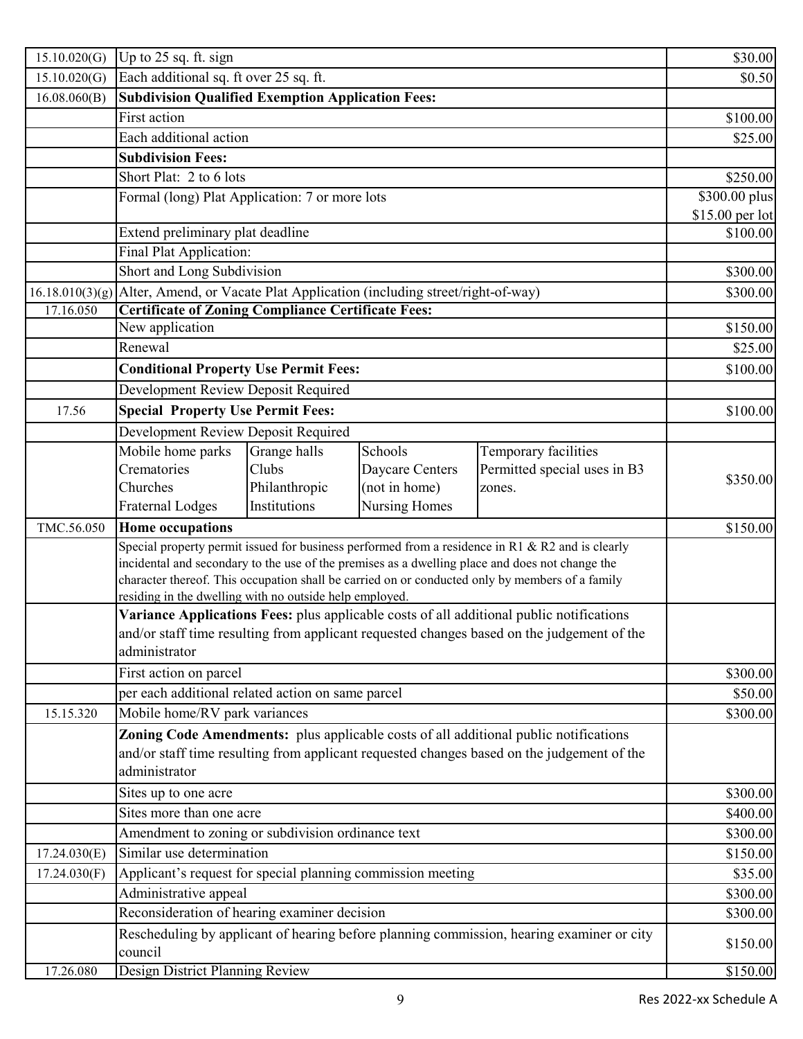| | | |
|---|---|---|
| 15.10.020(G) | Up to 25 sq. ft. sign | $30.00 |
| 15.10.020(G) | Each additional sq. ft over 25 sq. ft. | $0.50 |
| 16.08.060(B) | **Subdivision Qualified Exemption Application Fees:** | |
| | First action | $100.00 |
| | Each additional action | $25.00 |
| | **Subdivision Fees:** | |
| | Short Plat: 2 to 6 lots | $250.00 |
| | Formal (long) Plat Application: 7 or more lots | $300.00 plus $15.00 per lot |
| | Extend preliminary plat deadline | $100.00 |
| | Final Plat Application: | |
| | Short and Long Subdivision | $300.00 |
| 16.18.010(3)(g) | Alter, Amend, or Vacate Plat Application (including street/right-of-way) | $300.00 |
| 17.16.050 | **Certificate of Zoning Compliance Certificate Fees:** | |
| | New application | $150.00 |
| | Renewal | $25.00 |
| | **Conditional Property Use Permit Fees:** | $100.00 |
| | Development Review Deposit Required | |
| 17.56 | **Special Property Use Permit Fees:** | $100.00 |
| | Development Review Deposit Required | |
| | Mobile home parks, Crematories, Churches, Fraternal Lodges; Grange halls, Clubs, Philanthropic Institutions; Schools, Daycare Centers (not in home), Nursing Homes; Temporary facilities, Permitted special uses in B3 zones. | $350.00 |
| TMC.56.050 | **Home occupations** | $150.00 |
| | Special property permit issued for business performed from a residence in R1 & R2 and is clearly incidental and secondary to the use of the premises as a dwelling place and does not change the character thereof. This occupation shall be carried on or conducted only by members of a family residing in the dwelling with no outside help employed. | |
| | **Variance Applications Fees:** plus applicable costs of all additional public notifications and/or staff time resulting from applicant requested changes based on the judgement of the administrator | |
| | First action on parcel | $300.00 |
| | per each additional related action on same parcel | $50.00 |
| 15.15.320 | Mobile home/RV park variances | $300.00 |
| | **Zoning Code Amendments:** plus applicable costs of all additional public notifications and/or staff time resulting from applicant requested changes based on the judgement of the administrator | |
| | Sites up to one acre | $300.00 |
| | Sites more than one acre | $400.00 |
| | Amendment to zoning or subdivision ordinance text | $300.00 |
| 17.24.030(E) | Similar use determination | $150.00 |
| 17.24.030(F) | Applicant's request for special planning commission meeting | $35.00 |
| | Administrative appeal | $300.00 |
| | Reconsideration of hearing examiner decision | $300.00 |
| | Rescheduling by applicant of hearing before planning commission, hearing examiner or city council | $150.00 |
| 17.26.080 | Design District Planning Review | $150.00 |

Res 2022-xx Schedule A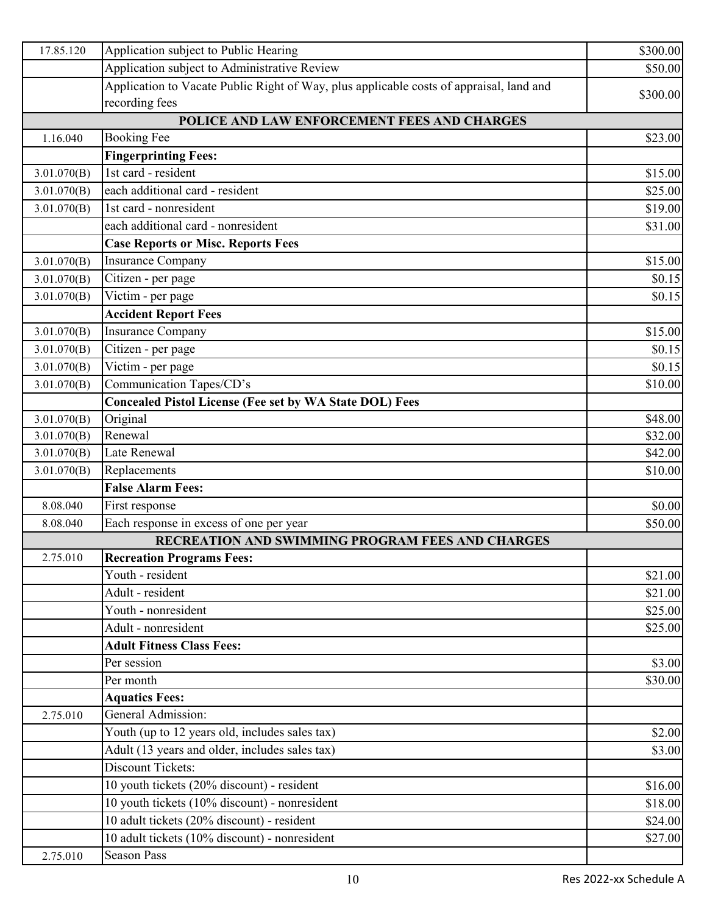| | | |
|---|---|---|
| 17.85.120 | Application subject to Public Hearing | $300.00 |
| | Application subject to Administrative Review | $50.00 |
| | Application to Vacate Public Right of Way, plus applicable costs of appraisal, land and recording fees | $300.00 |
| | **POLICE AND LAW ENFORCEMENT FEES AND CHARGES** | |
| 1.16.040 | Booking Fee | $23.00 |
| | **Fingerprinting Fees:** | |
| 3.01.070(B) | 1st card - resident | $15.00 |
| 3.01.070(B) | each additional card - resident | $25.00 |
| 3.01.070(B) | 1st card - nonresident | $19.00 |
| | each additional card - nonresident | $31.00 |
| | **Case Reports or Misc. Reports Fees** | |
| 3.01.070(B) | Insurance Company | $15.00 |
| 3.01.070(B) | Citizen - per page | $0.15 |
| 3.01.070(B) | Victim - per page | $0.15 |
| | **Accident Report Fees** | |
| 3.01.070(B) | Insurance Company | $15.00 |
| 3.01.070(B) | Citizen - per page | $0.15 |
| 3.01.070(B) | Victim - per page | $0.15 |
| 3.01.070(B) | Communication Tapes/CD's | $10.00 |
| | **Concealed Pistol License (Fee set by WA State DOL) Fees** | |
| 3.01.070(B) | Original | $48.00 |
| 3.01.070(B) | Renewal | $32.00 |
| 3.01.070(B) | Late Renewal | $42.00 |
| 3.01.070(B) | Replacements | $10.00 |
| | **False Alarm Fees:** | |
| 8.08.040 | First response | $0.00 |
| 8.08.040 | Each response in excess of one per year | $50.00 |
| | **RECREATION AND SWIMMING PROGRAM FEES AND CHARGES** | |
| 2.75.010 | **Recreation Programs Fees:** | |
| | Youth - resident | $21.00 |
| | Adult - resident | $21.00 |
| | Youth - nonresident | $25.00 |
| | Adult - nonresident | $25.00 |
| | **Adult Fitness Class Fees:** | |
| | Per session | $3.00 |
| | Per month | $30.00 |
| | **Aquatics Fees:** | |
| 2.75.010 | General Admission: | |
| | Youth (up to 12 years old, includes sales tax) | $2.00 |
| | Adult (13 years and older, includes sales tax) | $3.00 |
| | Discount Tickets: | |
| | 10 youth tickets (20% discount) - resident | $16.00 |
| | 10 youth tickets (10% discount) - nonresident | $18.00 |
| | 10 adult tickets (20% discount) - resident | $24.00 |
| | 10 adult tickets (10% discount) - nonresident | $27.00 |
| 2.75.010 | Season Pass | |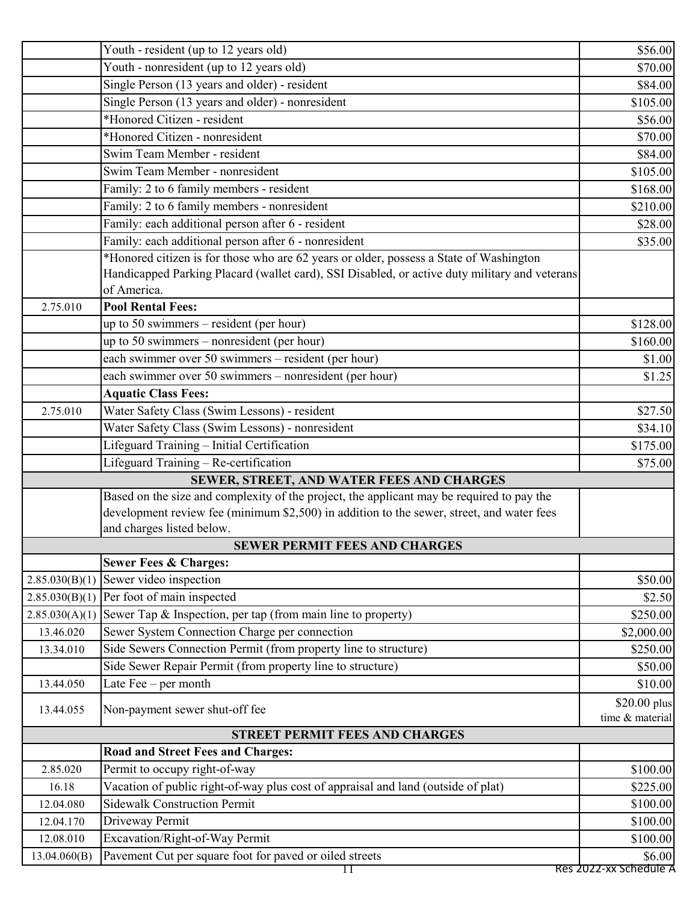| | | |
|---|---|---|
| | Youth - resident (up to 12 years old) | $56.00 |
| | Youth - nonresident (up to 12 years old) | $70.00 |
| | Single Person (13 years and older) - resident | $84.00 |
| | Single Person (13 years and older) - nonresident | $105.00 |
| | *Honored Citizen - resident | $56.00 |
| | *Honored Citizen - nonresident | $70.00 |
| | Swim Team Member - resident | $84.00 |
| | Swim Team Member - nonresident | $105.00 |
| | Family: 2 to 6 family members - resident | $168.00 |
| | Family: 2 to 6 family members - nonresident | $210.00 |
| | Family: each additional person after 6 - resident | $28.00 |
| | Family: each additional person after 6 - nonresident | $35.00 |
| | *Honored citizen is for those who are 62 years or older, possess a State of Washington Handicapped Parking Placard (wallet card), SSI Disabled, or active duty military and veterans of America. | |
| 2.75.010 | **Pool Rental Fees:** | |
| | up to 50 swimmers – resident (per hour) | $128.00 |
| | up to 50 swimmers – nonresident (per hour) | $160.00 |
| | each swimmer over 50 swimmers – resident (per hour) | $1.00 |
| | each swimmer over 50 swimmers – nonresident (per hour) | $1.25 |
| | **Aquatic Class Fees:** | |
| 2.75.010 | Water Safety Class (Swim Lessons) - resident | $27.50 |
| | Water Safety Class (Swim Lessons) - nonresident | $34.10 |
| | Lifeguard Training – Initial Certification | $175.00 |
| | Lifeguard Training – Re-certification | $75.00 |
| | **SEWER, STREET, AND WATER FEES AND CHARGES** | |
| | Based on the size and complexity of the project, the applicant may be required to pay the development review fee (minimum $2,500) in addition to the sewer, street, and water fees and charges listed below. | |
| | **SEWER PERMIT FEES AND CHARGES** | |
| | **Sewer Fees & Charges:** | |
| 2.85.030(B)(1) | Sewer video inspection | $50.00 |
| 2.85.030(B)(1) | Per foot of main inspected | $2.50 |
| 2.85.030(A)(1) | Sewer Tap & Inspection, per tap (from main line to property) | $250.00 |
| 13.46.020 | Sewer System Connection Charge per connection | $2,000.00 |
| 13.34.010 | Side Sewers Connection Permit (from property line to structure) | $250.00 |
| | Side Sewer Repair Permit (from property line to structure) | $50.00 |
| 13.44.050 | Late Fee – per month | $10.00 |
| 13.44.055 | Non-payment sewer shut-off fee | $20.00 plus time & material |
| | **STREET PERMIT FEES AND CHARGES** | |
| | **Road and Street Fees and Charges:** | |
| 2.85.020 | Permit to occupy right-of-way | $100.00 |
| 16.18 | Vacation of public right-of-way plus cost of appraisal and land (outside of plat) | $225.00 |
| 12.04.080 | Sidewalk Construction Permit | $100.00 |
| 12.04.170 | Driveway Permit | $100.00 |
| 12.08.010 | Excavation/Right-of-Way Permit | $100.00 |
| 13.04.060(B) | Pavement Cut per square foot for paved or oiled streets | $6.00 |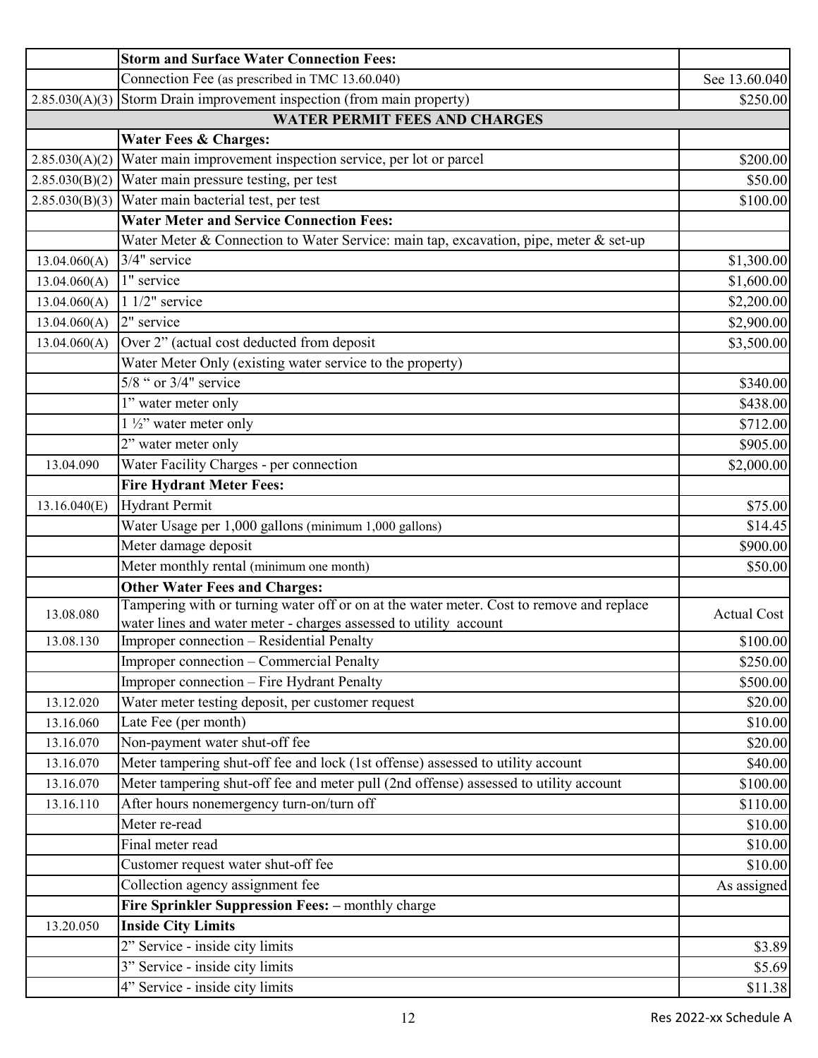| | | |
|---|---|---|
| | **Storm and Surface Water Connection Fees:** | |
| | Connection Fee (as prescribed in TMC 13.60.040) | See 13.60.040 |
| 2.85.030(A)(3) | Storm Drain improvement inspection (from main property) | $250.00 |
| | **WATER PERMIT FEES AND CHARGES** | |
| | **Water Fees & Charges:** | |
| 2.85.030(A)(2) | Water main improvement inspection service, per lot or parcel | $200.00 |
| 2.85.030(B)(2) | Water main pressure testing, per test | $50.00 |
| 2.85.030(B)(3) | Water main bacterial test, per test | $100.00 |
| | **Water Meter and Service Connection Fees:** | |
| | Water Meter & Connection to Water Service: main tap, excavation, pipe, meter & set-up | |
| 13.04.060(A) | 3/4" service | $1,300.00 |
| 13.04.060(A) | 1" service | $1,600.00 |
| 13.04.060(A) | 1 1/2" service | $2,200.00 |
| 13.04.060(A) | 2" service | $2,900.00 |
| 13.04.060(A) | Over 2" (actual cost deducted from deposit | $3,500.00 |
| | Water Meter Only (existing water service to the property) | |
| | 5/8 " or 3/4" service | $340.00 |
| | 1" water meter only | $438.00 |
| | 1 ½" water meter only | $712.00 |
| | 2" water meter only | $905.00 |
| 13.04.090 | Water Facility Charges - per connection | $2,000.00 |
| | **Fire Hydrant Meter Fees:** | |
| 13.16.040(E) | Hydrant Permit | $75.00 |
| | Water Usage per 1,000 gallons (minimum 1,000 gallons) | $14.45 |
| | Meter damage deposit | $900.00 |
| | Meter monthly rental (minimum one month) | $50.00 |
| | **Other Water Fees and Charges:** | |
| 13.08.080 | Tampering with or turning water off or on at the water meter. Cost to remove and replace water lines and water meter - charges assessed to utility account | Actual Cost |
| 13.08.130 | Improper connection – Residential Penalty | $100.00 |
| | Improper connection – Commercial Penalty | $250.00 |
| | Improper connection – Fire Hydrant Penalty | $500.00 |
| 13.12.020 | Water meter testing deposit, per customer request | $20.00 |
| 13.16.060 | Late Fee (per month) | $10.00 |
| 13.16.070 | Non-payment water shut-off fee | $20.00 |
| 13.16.070 | Meter tampering shut-off fee and lock (1st offense) assessed to utility account | $40.00 |
| 13.16.070 | Meter tampering shut-off fee and meter pull (2nd offense) assessed to utility account | $100.00 |
| 13.16.110 | After hours nonemergency turn-on/turn off | $110.00 |
| | Meter re-read | $10.00 |
| | Final meter read | $10.00 |
| | Customer request water shut-off fee | $10.00 |
| | Collection agency assignment fee | As assigned |
| | **Fire Sprinkler Suppression Fees:** – monthly charge | |
| 13.20.050 | **Inside City Limits** | |
| | 2" Service - inside city limits | $3.89 |
| | 3" Service - inside city limits | $5.69 |
| | 4" Service - inside city limits | $11.38 |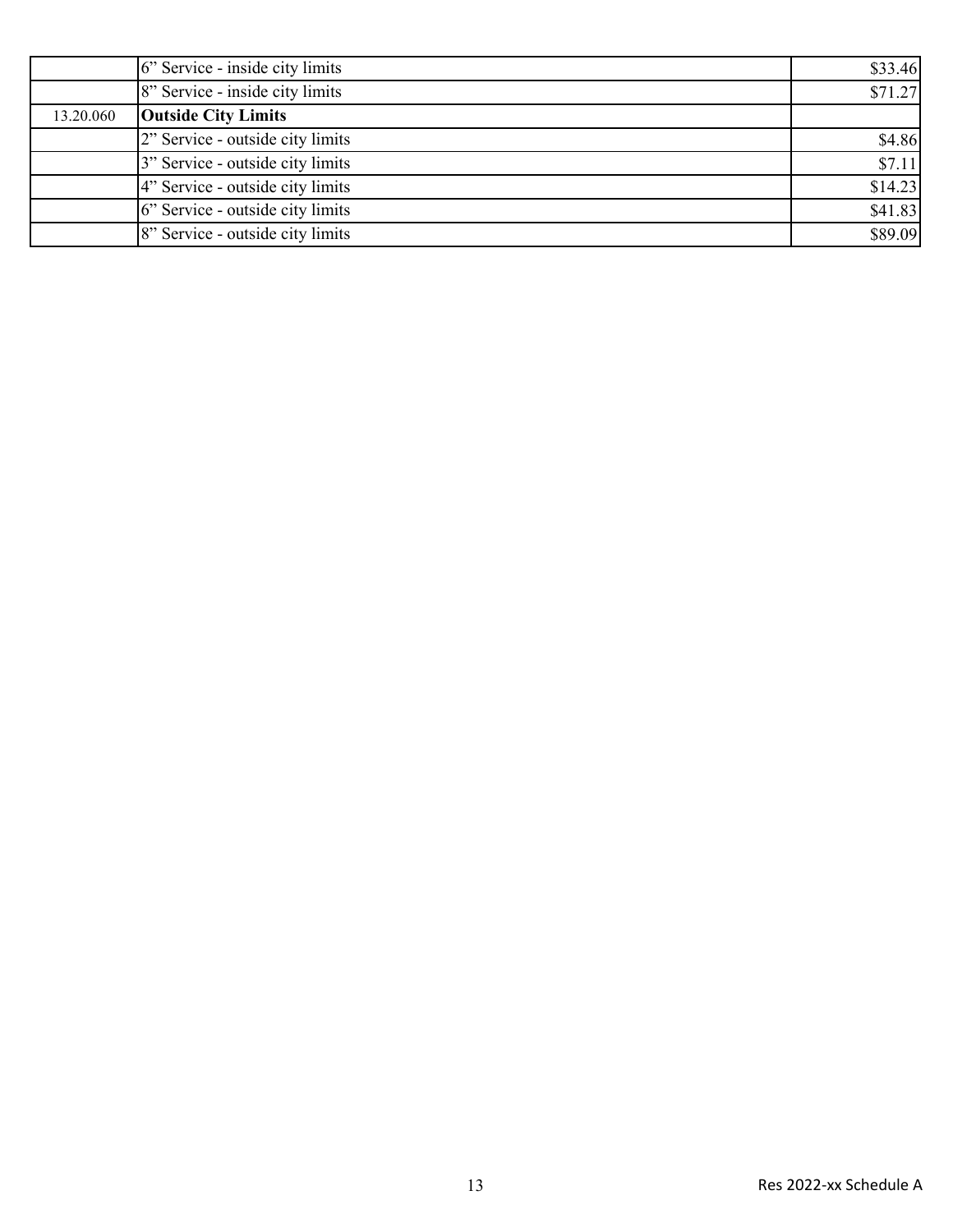| | | |
|---|---|---|
| | 6" Service - inside city limits | $33.46 |
| | 8" Service - inside city limits | $71.27 |
| 13.20.060 | **Outside City Limits** | |
| | 2" Service - outside city limits | $4.86 |
| | 3" Service - outside city limits | $7.11 |
| | 4" Service - outside city limits | $14.23 |
| | 6" Service - outside city limits | $41.83 |
| | 8" Service - outside city limits | $89.09 |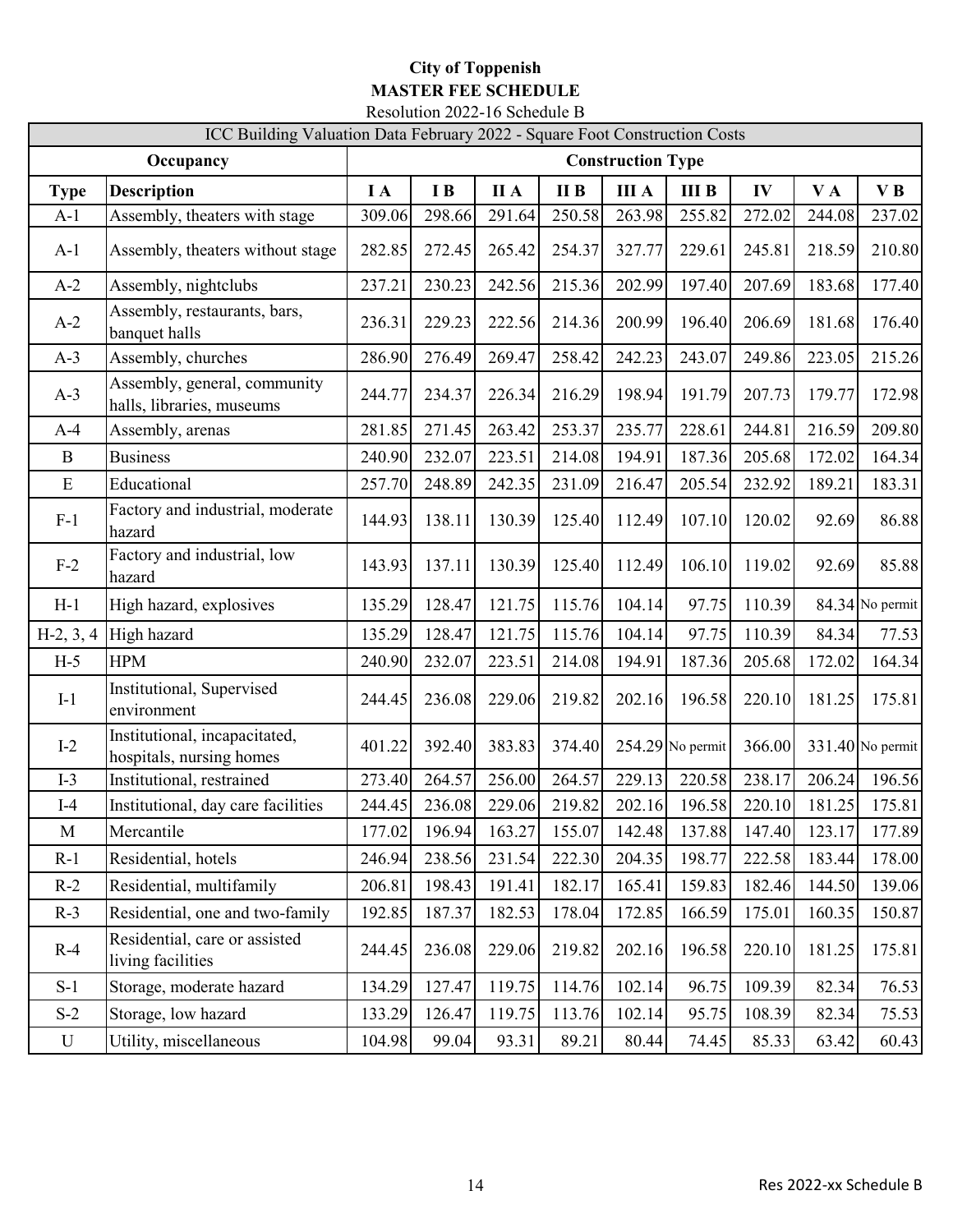**City of Toppenish**
**MASTER FEE SCHEDULE**
Resolution 2022-16 Schedule B

| ICC Building Valuation Data February 2022 - Square Foot Construction Costs | | | | | | | | | | |
|---|---|---|---|---|---|---|---|---|---|---|
| **Occupancy** | | **Construction Type** | | | | | | | | |
| **Type** | **Description** | **I A** | **I B** | **II A** | **II B** | **III A** | **III B** | **IV** | **V A** | **V B** |
| A-1 | Assembly, theaters with stage | 309.06 | 298.66 | 291.64 | 250.58 | 263.98 | 255.82 | 272.02 | 244.08 | 237.02 |
| A-1 | Assembly, theaters without stage | 282.85 | 272.45 | 265.42 | 254.37 | 327.77 | 229.61 | 245.81 | 218.59 | 210.80 |
| A-2 | Assembly, nightclubs | 237.21 | 230.23 | 242.56 | 215.36 | 202.99 | 197.40 | 207.69 | 183.68 | 177.40 |
| A-2 | Assembly, restaurants, bars, banquet halls | 236.31 | 229.23 | 222.56 | 214.36 | 200.99 | 196.40 | 206.69 | 181.68 | 176.40 |
| A-3 | Assembly, churches | 286.90 | 276.49 | 269.47 | 258.42 | 242.23 | 243.07 | 249.86 | 223.05 | 215.26 |
| A-3 | Assembly, general, community halls, libraries, museums | 244.77 | 234.37 | 226.34 | 216.29 | 198.94 | 191.79 | 207.73 | 179.77 | 172.98 |
| A-4 | Assembly, arenas | 281.85 | 271.45 | 263.42 | 253.37 | 235.77 | 228.61 | 244.81 | 216.59 | 209.80 |
| B | Business | 240.90 | 232.07 | 223.51 | 214.08 | 194.91 | 187.36 | 205.68 | 172.02 | 164.34 |
| E | Educational | 257.70 | 248.89 | 242.35 | 231.09 | 216.47 | 205.54 | 232.92 | 189.21 | 183.31 |
| F-1 | Factory and industrial, moderate hazard | 144.93 | 138.11 | 130.39 | 125.40 | 112.49 | 107.10 | 120.02 | 92.69 | 86.88 |
| F-2 | Factory and industrial, low hazard | 143.93 | 137.11 | 130.39 | 125.40 | 112.49 | 106.10 | 119.02 | 92.69 | 85.88 |
| H-1 | High hazard, explosives | 135.29 | 128.47 | 121.75 | 115.76 | 104.14 | 97.75 | 110.39 | 84.34 | No permit |
| H-2, 3, 4 | High hazard | 135.29 | 128.47 | 121.75 | 115.76 | 104.14 | 97.75 | 110.39 | 84.34 | 77.53 |
| H-5 | HPM | 240.90 | 232.07 | 223.51 | 214.08 | 194.91 | 187.36 | 205.68 | 172.02 | 164.34 |
| I-1 | Institutional, Supervised environment | 244.45 | 236.08 | 229.06 | 219.82 | 202.16 | 196.58 | 220.10 | 181.25 | 175.81 |
| I-2 | Institutional, incapacitated, hospitals, nursing homes | 401.22 | 392.40 | 383.83 | 374.40 | 254.29 | No permit | 366.00 | 331.40 | No permit |
| I-3 | Institutional, restrained | 273.40 | 264.57 | 256.00 | 264.57 | 229.13 | 220.58 | 238.17 | 206.24 | 196.56 |
| I-4 | Institutional, day care facilities | 244.45 | 236.08 | 229.06 | 219.82 | 202.16 | 196.58 | 220.10 | 181.25 | 175.81 |
| M | Mercantile | 177.02 | 196.94 | 163.27 | 155.07 | 142.48 | 137.88 | 147.40 | 123.17 | 177.89 |
| R-1 | Residential, hotels | 246.94 | 238.56 | 231.54 | 222.30 | 204.35 | 198.77 | 222.58 | 183.44 | 178.00 |
| R-2 | Residential, multifamily | 206.81 | 198.43 | 191.41 | 182.17 | 165.41 | 159.83 | 182.46 | 144.50 | 139.06 |
| R-3 | Residential, one and two-family | 192.85 | 187.37 | 182.53 | 178.04 | 172.85 | 166.59 | 175.01 | 160.35 | 150.87 |
| R-4 | Residential, care or assisted living facilities | 244.45 | 236.08 | 229.06 | 219.82 | 202.16 | 196.58 | 220.10 | 181.25 | 175.81 |
| S-1 | Storage, moderate hazard | 134.29 | 127.47 | 119.75 | 114.76 | 102.14 | 96.75 | 109.39 | 82.34 | 76.53 |
| S-2 | Storage, low hazard | 133.29 | 126.47 | 119.75 | 113.76 | 102.14 | 95.75 | 108.39 | 82.34 | 75.53 |
| U | Utility, miscellaneous | 104.98 | 99.04 | 93.31 | 89.21 | 80.44 | 74.45 | 85.33 | 63.42 | 60.43 |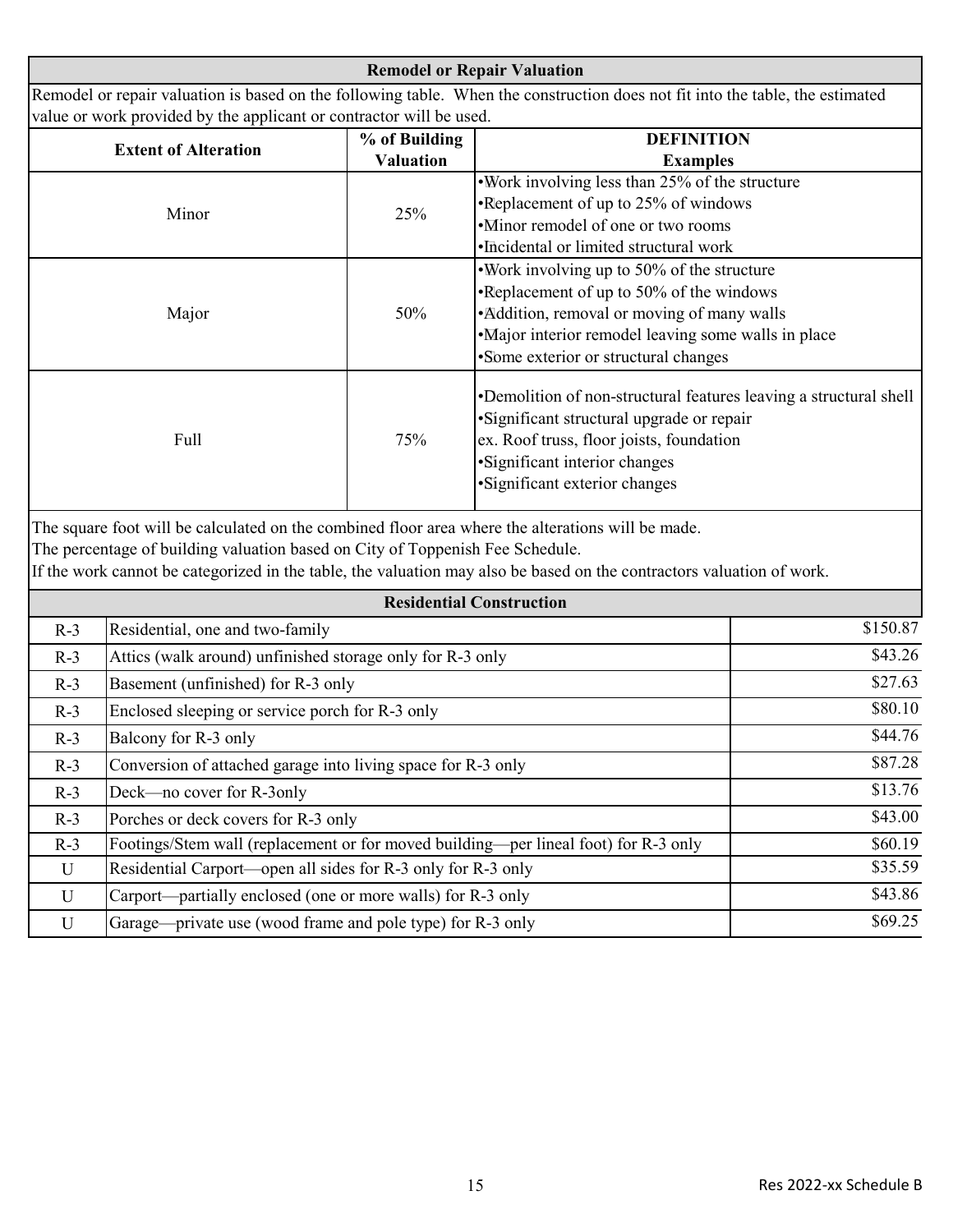## Remodel or Repair Valuation

Remodel or repair valuation is based on the following table. When the construction does not fit into the table, the estimated value or work provided by the applicant or contractor will be used.

| Extent of Alteration | % of Building Valuation | DEFINITION Examples |
|---|---|---|
| Minor | 25% | •Work involving less than 25% of the structure<br>•Replacement of up to 25% of windows<br>•Minor remodel of one or two rooms<br>•Incidental or limited structural work |
| Major | 50% | •Work involving up to 50% of the structure<br>•Replacement of up to 50% of the windows<br>•Addition, removal or moving of many walls<br>•Major interior remodel leaving some walls in place<br>•Some exterior or structural changes |
| Full | 75% | •Demolition of non-structural features leaving a structural shell<br>•Significant structural upgrade or repair<br>ex. Roof truss, floor joists, foundation<br>•Significant interior changes<br>•Significant exterior changes |

The square foot will be calculated on the combined floor area where the alterations will be made.
The percentage of building valuation based on City of Toppenish Fee Schedule.
If the work cannot be categorized in the table, the valuation may also be based on the contractors valuation of work.

## Residential Construction

| | | |
|---|---|---|
| R-3 | Residential, one and two-family | $150.87 |
| R-3 | Attics (walk around) unfinished storage only for R-3 only | $43.26 |
| R-3 | Basement (unfinished) for R-3 only | $27.63 |
| R-3 | Enclosed sleeping or service porch for R-3 only | $80.10 |
| R-3 | Balcony for R-3 only | $44.76 |
| R-3 | Conversion of attached garage into living space for R-3 only | $87.28 |
| R-3 | Deck—no cover for R-3only | $13.76 |
| R-3 | Porches or deck covers for R-3 only | $43.00 |
| R-3 | Footings/Stem wall (replacement or for moved building—per lineal foot) for R-3 only | $60.19 |
| U | Residential Carport—open all sides for R-3 only for R-3 only | $35.59 |
| U | Carport—partially enclosed (one or more walls) for R-3 only | $43.86 |
| U | Garage—private use (wood frame and pole type) for R-3 only | $69.25 |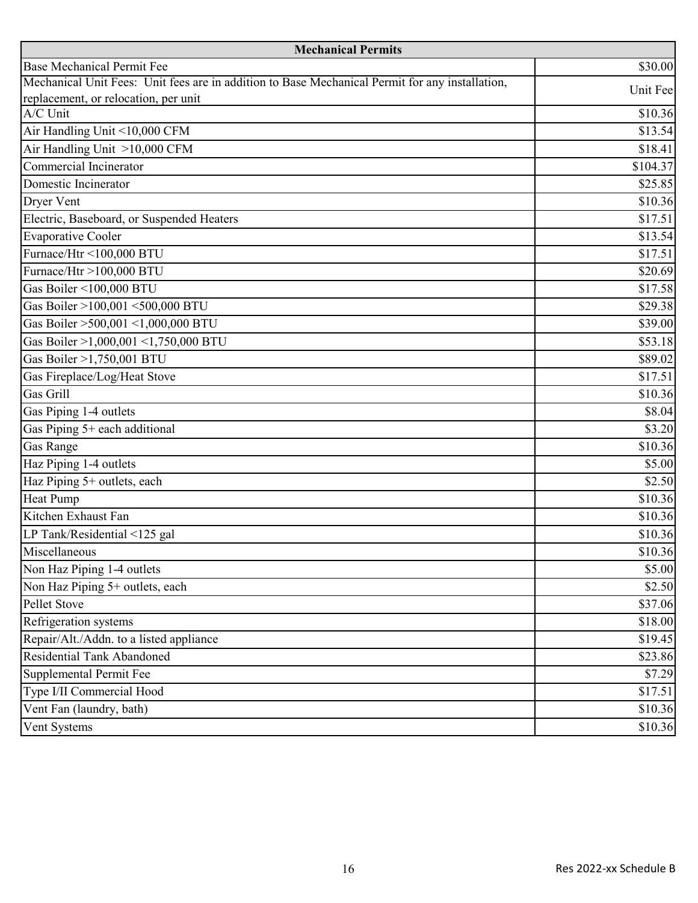| Mechanical Permits | |
|---|---|
| Base Mechanical Permit Fee | $30.00 |
| Mechanical Unit Fees: Unit fees are in addition to Base Mechanical Permit for any installation, replacement, or relocation, per unit | Unit Fee |
| A/C Unit | $10.36 |
| Air Handling Unit <10,000 CFM | $13.54 |
| Air Handling Unit >10,000 CFM | $18.41 |
| Commercial Incinerator | $104.37 |
| Domestic Incinerator | $25.85 |
| Dryer Vent | $10.36 |
| Electric, Baseboard, or Suspended Heaters | $17.51 |
| Evaporative Cooler | $13.54 |
| Furnace/Htr <100,000 BTU | $17.51 |
| Furnace/Htr >100,000 BTU | $20.69 |
| Gas Boiler <100,000 BTU | $17.58 |
| Gas Boiler >100,001 <500,000 BTU | $29.38 |
| Gas Boiler >500,001 <1,000,000 BTU | $39.00 |
| Gas Boiler >1,000,001 <1,750,000 BTU | $53.18 |
| Gas Boiler >1,750,001 BTU | $89.02 |
| Gas Fireplace/Log/Heat Stove | $17.51 |
| Gas Grill | $10.36 |
| Gas Piping 1-4 outlets | $8.04 |
| Gas Piping 5+ each additional | $3.20 |
| Gas Range | $10.36 |
| Haz Piping 1-4 outlets | $5.00 |
| Haz Piping 5+ outlets, each | $2.50 |
| Heat Pump | $10.36 |
| Kitchen Exhaust Fan | $10.36 |
| LP Tank/Residential <125 gal | $10.36 |
| Miscellaneous | $10.36 |
| Non Haz Piping 1-4 outlets | $5.00 |
| Non Haz Piping 5+ outlets, each | $2.50 |
| Pellet Stove | $37.06 |
| Refrigeration systems | $18.00 |
| Repair/Alt./Addn. to a listed appliance | $19.45 |
| Residential Tank Abandoned | $23.86 |
| Supplemental Permit Fee | $7.29 |
| Type I/II Commercial Hood | $17.51 |
| Vent Fan (laundry, bath) | $10.36 |
| Vent Systems | $10.36 |

Res 2022-xx Schedule B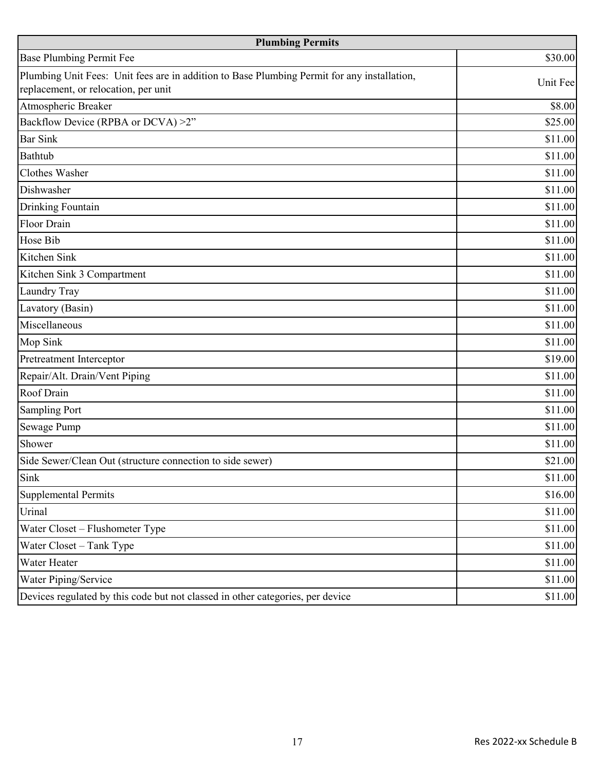| Plumbing Permits | |
| --- | --- |
| Base Plumbing Permit Fee | $30.00 |
| Plumbing Unit Fees: Unit fees are in addition to Base Plumbing Permit for any installation, replacement, or relocation, per unit | Unit Fee |
| Atmospheric Breaker | $8.00 |
| Backflow Device (RPBA or DCVA) >2” | $25.00 |
| Bar Sink | $11.00 |
| Bathtub | $11.00 |
| Clothes Washer | $11.00 |
| Dishwasher | $11.00 |
| Drinking Fountain | $11.00 |
| Floor Drain | $11.00 |
| Hose Bib | $11.00 |
| Kitchen Sink | $11.00 |
| Kitchen Sink 3 Compartment | $11.00 |
| Laundry Tray | $11.00 |
| Lavatory (Basin) | $11.00 |
| Miscellaneous | $11.00 |
| Mop Sink | $11.00 |
| Pretreatment Interceptor | $19.00 |
| Repair/Alt. Drain/Vent Piping | $11.00 |
| Roof Drain | $11.00 |
| Sampling Port | $11.00 |
| Sewage Pump | $11.00 |
| Shower | $11.00 |
| Side Sewer/Clean Out (structure connection to side sewer) | $21.00 |
| Sink | $11.00 |
| Supplemental Permits | $16.00 |
| Urinal | $11.00 |
| Water Closet – Flushometer Type | $11.00 |
| Water Closet – Tank Type | $11.00 |
| Water Heater | $11.00 |
| Water Piping/Service | $11.00 |
| Devices regulated by this code but not classed in other categories, per device | $11.00 |